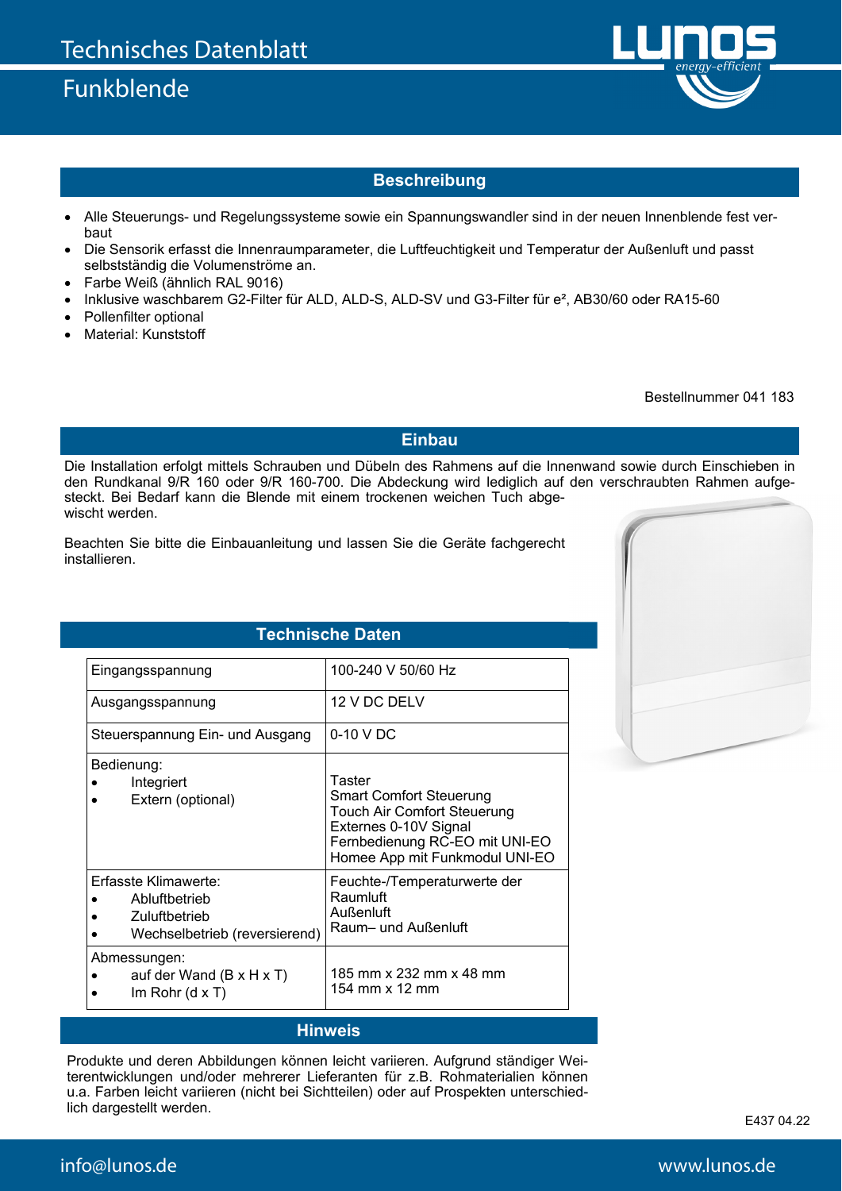# Technisches Datenblatt

## Funkblende

### Beschreibung

- Alle Steuerungs- und Regelungssysteme sowie ein Spannungswandler sind in der neuen Innenblende fest verbaut
- Die Sensorik erfasst die Innenraumparameter, die Luftfeuchtigkeit und Temperatur der Außenluft und passt selbstständig die Volumenströme an.
- Farbe Weiß (ähnlich RAL 9016)
- Inklusive waschbarem G2-Filter für ALD, ALD-S, ALD-SV und G3-Filter für e², AB30/60 oder RA15-60
- Pollenfilter optional
- Material: Kunststoff

Bestellnummer 041 183

### Einbau

Die Installation erfolgt mittels Schrauben und Dübeln des Rahmens auf die Innenwand sowie durch Einschieben in den Rundkanal 9/R 160 oder 9/R 160-700. Die Abdeckung wird lediglich auf den verschraubten Rahmen aufgesteckt. Bei Bedarf kann die Blende mit einem trockenen weichen Tuch abgewischt werden.

Beachten Sie bitte die Einbauanleitung und lassen Sie die Geräte fachgerecht installieren.

### Technische Daten

| | |
|---|---|
| Eingangsspannung | 100-240 V 50/60 Hz |
| Ausgangsspannung | 12 V DC DELV |
| Steuerspannung Ein- und Ausgang | 0-10 V DC |
| Bedienung:<br>• Integriert<br>• Extern (optional) | Taster<br>Smart Comfort Steuerung<br>Touch Air Comfort Steuerung<br>Externes 0-10V Signal<br>Fernbedienung RC-EO mit UNI-EO<br>Homee App mit Funkmodul UNI-EO |
| Erfasste Klimawerte:<br>• Abluftbetrieb<br>• Zuluftbetrieb<br>• Wechselbetrieb (reversierend) | Feuchte-/Temperaturwerte der<br>Raumluft<br>Außenluft<br>Raum– und Außenluft |
| Abmessungen:<br>• auf der Wand (B x H x T)<br>• Im Rohr (d x T) | 185 mm x 232 mm x 48 mm<br>154 mm x 12 mm |

### Hinweis

Produkte und deren Abbildungen können leicht variieren. Aufgrund ständiger Weiterentwicklungen und/oder mehrerer Lieferanten für z.B. Rohmaterialien können u.a. Farben leicht variieren (nicht bei Sichtteilen) oder auf Prospekten unterschiedlich dargestellt werden.

E437 04.22

info@lunos.de www.lunos.de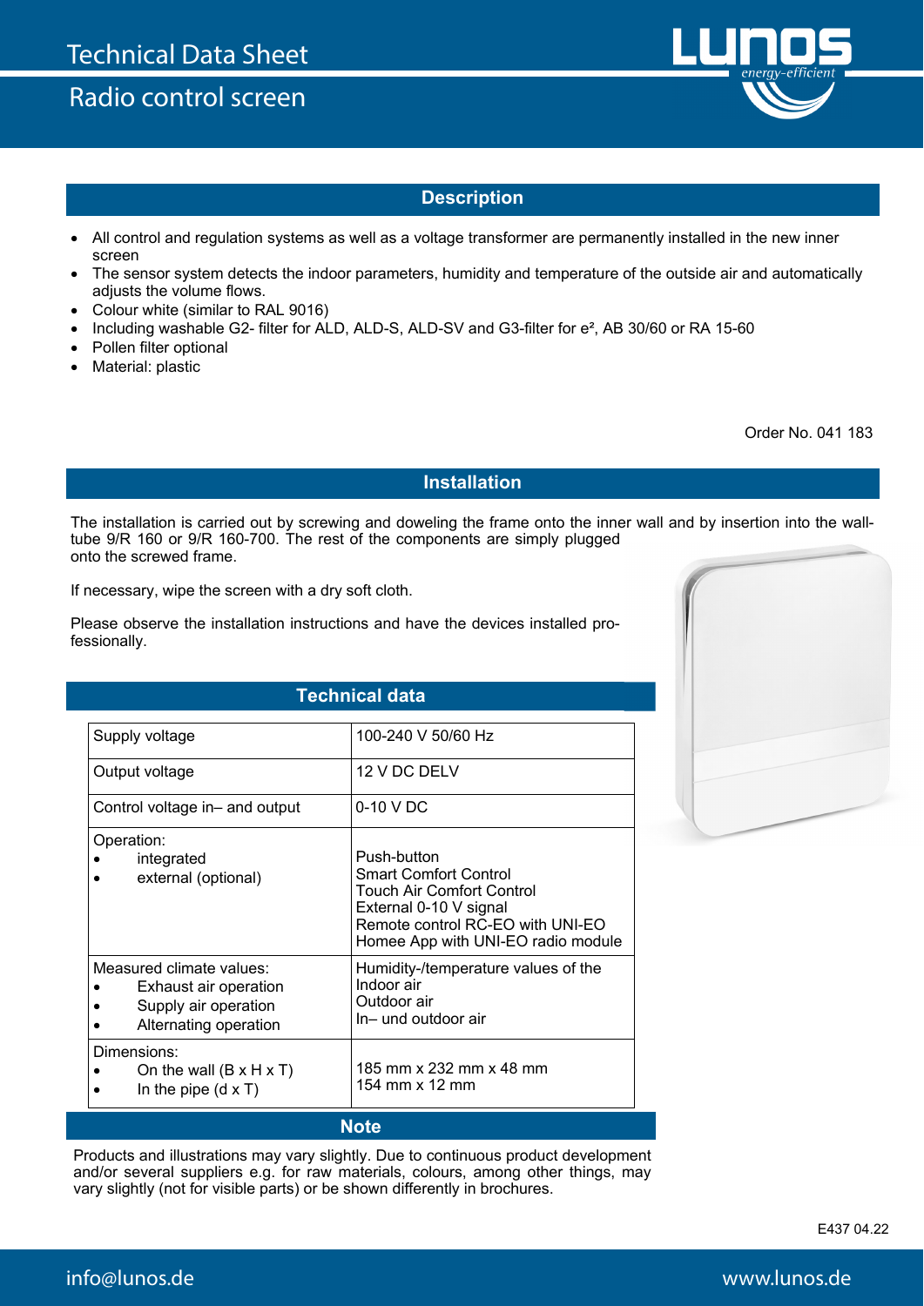# Technical Data Sheet

## Radio control screen

## Description

- All control and regulation systems as well as a voltage transformer are permanently installed in the new inner screen
- The sensor system detects the indoor parameters, humidity and temperature of the outside air and automatically adjusts the volume flows.
- Colour white (similar to RAL 9016)
- Including washable G2- filter for ALD, ALD-S, ALD-SV and G3-filter for e², AB 30/60 or RA 15-60
- Pollen filter optional
- Material: plastic

Order No. 041 183

## Installation

The installation is carried out by screwing and doweling the frame onto the inner wall and by insertion into the wall-tube 9/R 160 or 9/R 160-700. The rest of the components are simply plugged onto the screwed frame.

If necessary, wipe the screen with a dry soft cloth.

Please observe the installation instructions and have the devices installed professionally.

## Technical data

| | |
|---|---|
| Supply voltage | 100-240 V 50/60 Hz |
| Output voltage | 12 V DC DELV |
| Control voltage in– and output | 0-10 V DC |
| Operation:<br>• integrated<br>• external (optional) | Push-button<br>Smart Comfort Control<br>Touch Air Comfort Control<br>External 0-10 V signal<br>Remote control RC-EO with UNI-EO<br>Homee App with UNI-EO radio module |
| Measured climate values:<br>• Exhaust air operation<br>• Supply air operation<br>• Alternating operation | Humidity-/temperature values of the<br>Indoor air<br>Outdoor air<br>In– und outdoor air |
| Dimensions:<br>• On the wall (B x H x T)<br>• In the pipe (d x T) | 185 mm x 232 mm x 48 mm<br>154 mm x 12 mm |

## Note

Products and illustrations may vary slightly. Due to continuous product development and/or several suppliers e.g. for raw materials, colours, among other things, may vary slightly (not for visible parts) or be shown differently in brochures.

E437 04.22

info@lunos.de www.lunos.de